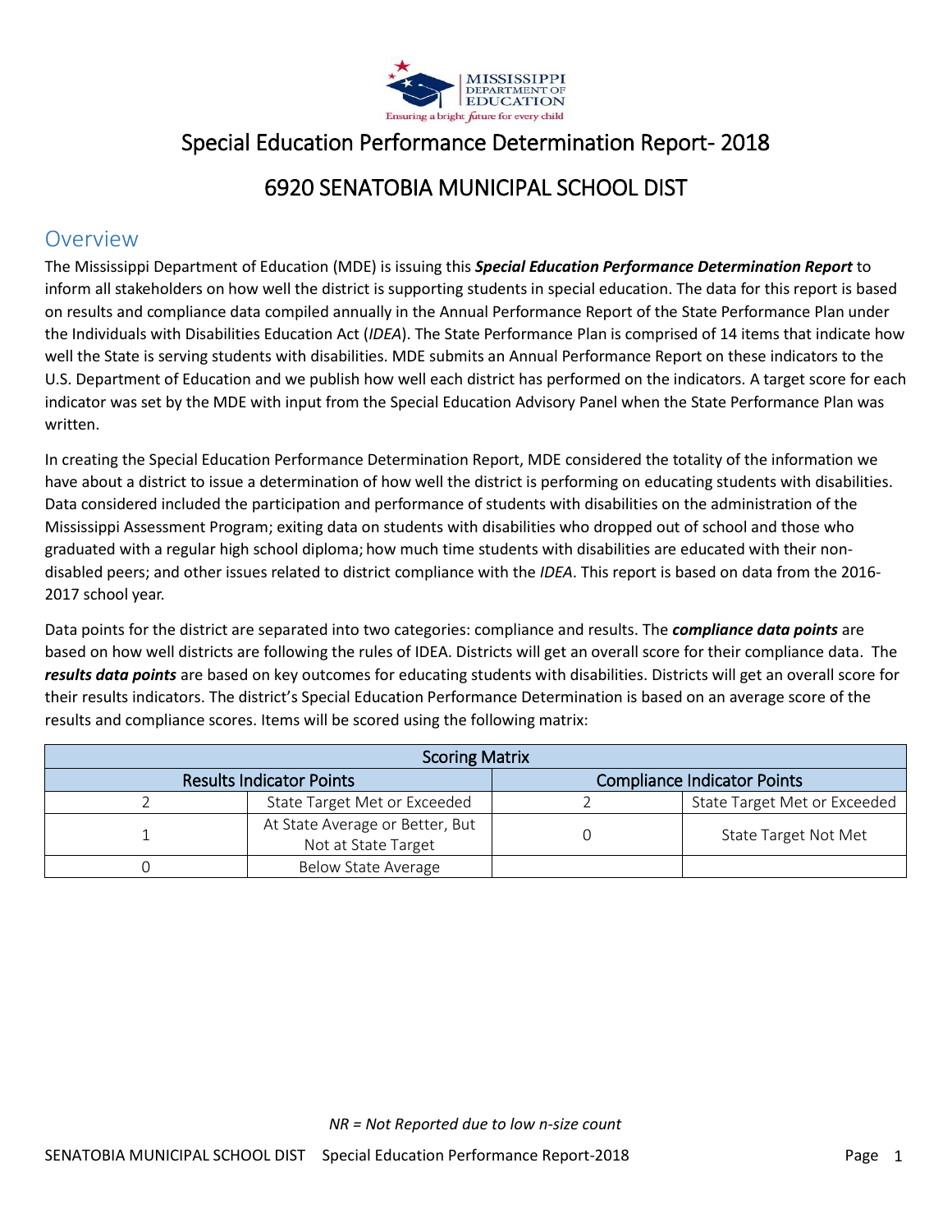# Special Education Performance Determination Report- 2018

# 6920 SENATOBIA MUNICIPAL SCHOOL DIST

## Overview

The Mississippi Department of Education (MDE) is issuing this ***Special Education Performance Determination Report*** to inform all stakeholders on how well the district is supporting students in special education. The data for this report is based on results and compliance data compiled annually in the Annual Performance Report of the State Performance Plan under the Individuals with Disabilities Education Act (*IDEA*). The State Performance Plan is comprised of 14 items that indicate how well the State is serving students with disabilities. MDE submits an Annual Performance Report on these indicators to the U.S. Department of Education and we publish how well each district has performed on the indicators. A target score for each indicator was set by the MDE with input from the Special Education Advisory Panel when the State Performance Plan was written.

In creating the Special Education Performance Determination Report, MDE considered the totality of the information we have about a district to issue a determination of how well the district is performing on educating students with disabilities. Data considered included the participation and performance of students with disabilities on the administration of the Mississippi Assessment Program; exiting data on students with disabilities who dropped out of school and those who graduated with a regular high school diploma; how much time students with disabilities are educated with their non-disabled peers; and other issues related to district compliance with the *IDEA*. This report is based on data from the 2016-2017 school year.

Data points for the district are separated into two categories: compliance and results. The ***compliance data points*** are based on how well districts are following the rules of IDEA. Districts will get an overall score for their compliance data. The ***results data points*** are based on key outcomes for educating students with disabilities. Districts will get an overall score for their results indicators. The district's Special Education Performance Determination is based on an average score of the results and compliance scores. Items will be scored using the following matrix:

| Scoring Matrix | | | |
|---|---|---|---|
| Results Indicator Points | | Compliance Indicator Points | |
| 2 | State Target Met or Exceeded | 2 | State Target Met or Exceeded |
| 1 | At State Average or Better, But Not at State Target | 0 | State Target Not Met |
| 0 | Below State Average | | |

*NR = Not Reported due to low n-size count*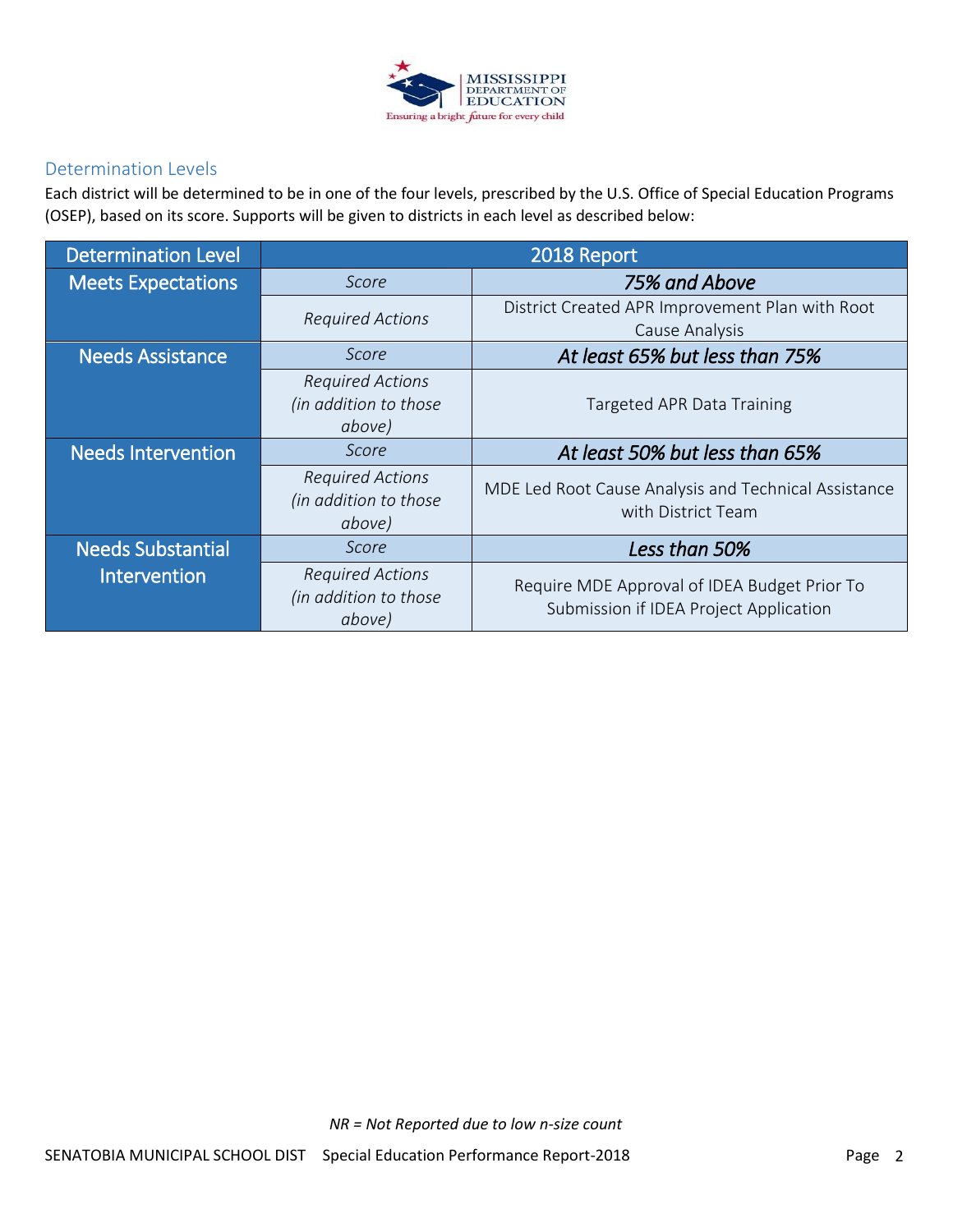## Determination Levels

Each district will be determined to be in one of the four levels, prescribed by the U.S. Office of Special Education Programs (OSEP), based on its score. Supports will be given to districts in each level as described below:

| Determination Level | 2018 Report | |
|---|---|---|
| Meets Expectations | *Score* | ***75% and Above*** |
| | *Required Actions* | District Created APR Improvement Plan with Root Cause Analysis |
| Needs Assistance | *Score* | ***At least 65% but less than 75%*** |
| | *Required Actions (in addition to those above)* | Targeted APR Data Training |
| Needs Intervention | *Score* | ***At least 50% but less than 65%*** |
| | *Required Actions (in addition to those above)* | MDE Led Root Cause Analysis and Technical Assistance with District Team |
| Needs Substantial Intervention | *Score* | ***Less than 50%*** |
| | *Required Actions (in addition to those above)* | Require MDE Approval of IDEA Budget Prior To Submission if IDEA Project Application |

*NR = Not Reported due to low n-size count*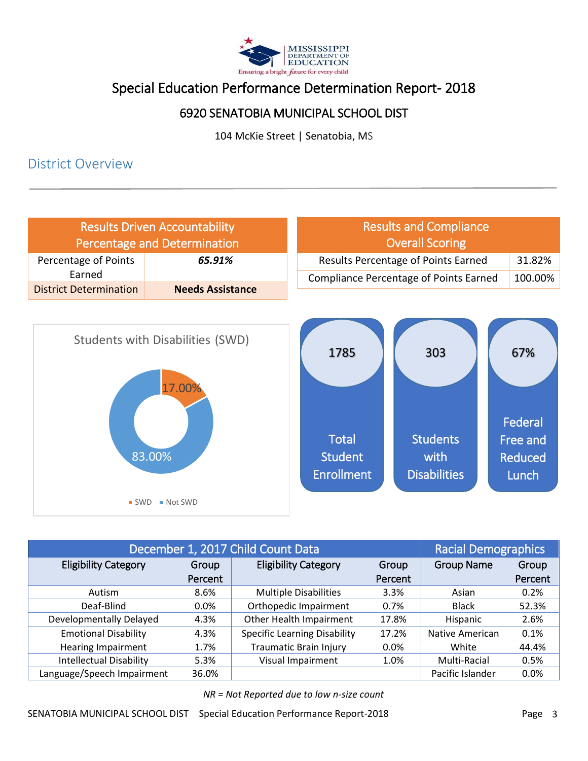# Special Education Performance Determination Report- 2018

## 6920 SENATOBIA MUNICIPAL SCHOOL DIST

104 McKie Street | Senatobia, MS

## District Overview

| Results Driven Accountability Percentage and Determination | |
|---|---|
| Percentage of Points Earned | ***65.91%*** |
| District Determination | **Needs Assistance** |

| Results and Compliance Overall Scoring | |
|---|---|
| Results Percentage of Points Earned | 31.82% |
| Compliance Percentage of Points Earned | 100.00% |

**Students with Disabilities (SWD)**

- SWD: 17.00%
- Not SWD: 83.00%

| Total Student Enrollment | Students with Disabilities | Federal Free and Reduced Lunch |
|---|---|---|
| 1785 | 303 | 67% |

| December 1, 2017 Child Count Data | | | | Racial Demographics | |
|---|---|---|---|---|---|
| Eligibility Category | Group Percent | Eligibility Category | Group Percent | Group Name | Group Percent |
| Autism | 8.6% | Multiple Disabilities | 3.3% | Asian | 0.2% |
| Deaf-Blind | 0.0% | Orthopedic Impairment | 0.7% | Black | 52.3% |
| Developmentally Delayed | 4.3% | Other Health Impairment | 17.8% | Hispanic | 2.6% |
| Emotional Disability | 4.3% | Specific Learning Disability | 17.2% | Native American | 0.1% |
| Hearing Impairment | 1.7% | Traumatic Brain Injury | 0.0% | White | 44.4% |
| Intellectual Disability | 5.3% | Visual Impairment | 1.0% | Multi-Racial | 0.5% |
| Language/Speech Impairment | 36.0% | | | Pacific Islander | 0.0% |

*NR = Not Reported due to low n-size count*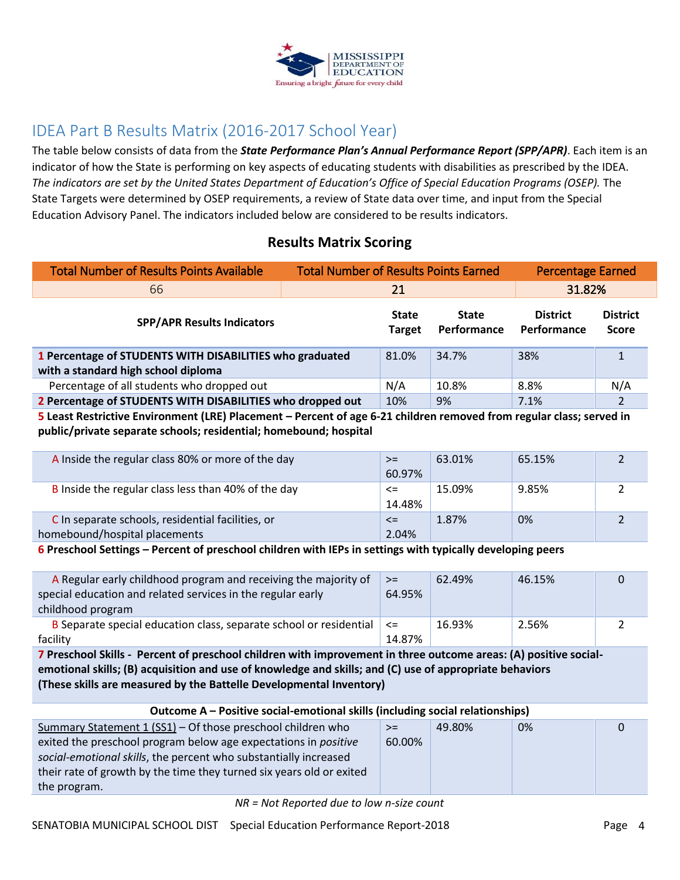## IDEA Part B Results Matrix (2016-2017 School Year)

The table below consists of data from the ***State Performance Plan's Annual Performance Report (SPP/APR)***. Each item is an indicator of how the State is performing on key aspects of educating students with disabilities as prescribed by the IDEA. *The indicators are set by the United States Department of Education's Office of Special Education Programs (OSEP).* The State Targets were determined by OSEP requirements, a review of State data over time, and input from the Special Education Advisory Panel. The indicators included below are considered to be results indicators.

### Results Matrix Scoring

| Total Number of Results Points Available | Total Number of Results Points Earned | Percentage Earned |
|---|---|---|
| 66 | 21 | 31.82% |

| SPP/APR Results Indicators | State Target | State Performance | District Performance | District Score |
|---|---|---|---|---|
| **1 Percentage of STUDENTS WITH DISABILITIES who graduated with a standard high school diploma** | 81.0% | 34.7% | 38% | 1 |
| Percentage of all students who dropped out | N/A | 10.8% | 8.8% | N/A |
| **2 Percentage of STUDENTS WITH DISABILITIES who dropped out** | 10% | 9% | 7.1% | 2 |
| **5 Least Restrictive Environment (LRE) Placement – Percent of age 6-21 children removed from regular class; served in public/private separate schools; residential; homebound; hospital** | | | | |
| A Inside the regular class 80% or more of the day | >= 60.97% | 63.01% | 65.15% | 2 |
| B Inside the regular class less than 40% of the day | <= 14.48% | 15.09% | 9.85% | 2 |
| C In separate schools, residential facilities, or homebound/hospital placements | <= 2.04% | 1.87% | 0% | 2 |
| **6 Preschool Settings – Percent of preschool children with IEPs in settings with typically developing peers** | | | | |
| A Regular early childhood program and receiving the majority of special education and related services in the regular early childhood program | >= 64.95% | 62.49% | 46.15% | 0 |
| B Separate special education class, separate school or residential facility | <= 14.87% | 16.93% | 2.56% | 2 |
| **7 Preschool Skills - Percent of preschool children with improvement in three outcome areas: (A) positive social-emotional skills; (B) acquisition and use of knowledge and skills; and (C) use of appropriate behaviors (These skills are measured by the Battelle Developmental Inventory)** | | | | |
| **Outcome A – Positive social-emotional skills (including social relationships)** | | | | |
| Summary Statement 1 (SS1) – Of those preschool children who exited the preschool program below age expectations in *positive social-emotional skills*, the percent who substantially increased their rate of growth by the time they turned six years old or exited the program. | >= 60.00% | 49.80% | 0% | 0 |

*NR = Not Reported due to low n-size count*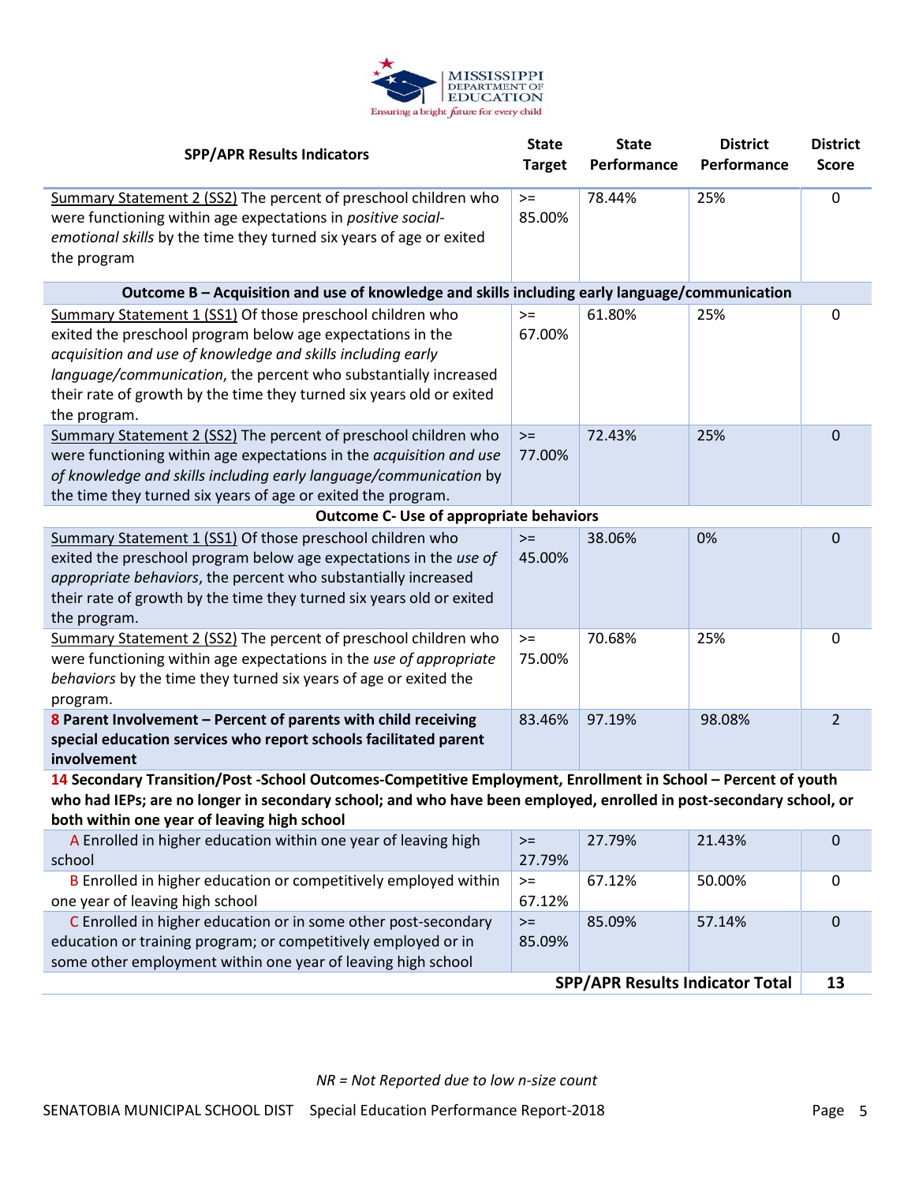| SPP/APR Results Indicators | State Target | State Performance | District Performance | District Score |
|---|---|---|---|---|
| Summary Statement 2 (SS2) The percent of preschool children who were functioning within age expectations in *positive social-emotional skills* by the time they turned six years of age or exited the program | >= 85.00% | 78.44% | 25% | 0 |
| **Outcome B – Acquisition and use of knowledge and skills including early language/communication** | | | | |
| Summary Statement 1 (SS1) Of those preschool children who exited the preschool program below age expectations in the *acquisition and use of knowledge and skills including early language/communication*, the percent who substantially increased their rate of growth by the time they turned six years old or exited the program. | >= 67.00% | 61.80% | 25% | 0 |
| Summary Statement 2 (SS2) The percent of preschool children who were functioning within age expectations in the *acquisition and use of knowledge and skills including early language/communication* by the time they turned six years of age or exited the program. | >= 77.00% | 72.43% | 25% | 0 |
| **Outcome C- Use of appropriate behaviors** | | | | |
| Summary Statement 1 (SS1) Of those preschool children who exited the preschool program below age expectations in the *use of appropriate behaviors*, the percent who substantially increased their rate of growth by the time they turned six years old or exited the program. | >= 45.00% | 38.06% | 0% | 0 |
| Summary Statement 2 (SS2) The percent of preschool children who were functioning within age expectations in the *use of appropriate behaviors* by the time they turned six years of age or exited the program. | >= 75.00% | 70.68% | 25% | 0 |
| **8 Parent Involvement – Percent of parents with child receiving special education services who report schools facilitated parent involvement** | 83.46% | 97.19% | 98.08% | 2 |
| **14 Secondary Transition/Post -School Outcomes-Competitive Employment, Enrollment in School – Percent of youth who had IEPs; are no longer in secondary school; and who have been employed, enrolled in post-secondary school, or both within one year of leaving high school** | | | | |
| A Enrolled in higher education within one year of leaving high school | >= 27.79% | 27.79% | 21.43% | 0 |
| B Enrolled in higher education or competitively employed within one year of leaving high school | >= 67.12% | 67.12% | 50.00% | 0 |
| C Enrolled in higher education or in some other post-secondary education or training program; or competitively employed or in some other employment within one year of leaving high school | >= 85.09% | 85.09% | 57.14% | 0 |
| | | | **SPP/APR Results Indicator Total** | **13** |

*NR = Not Reported due to low n-size count*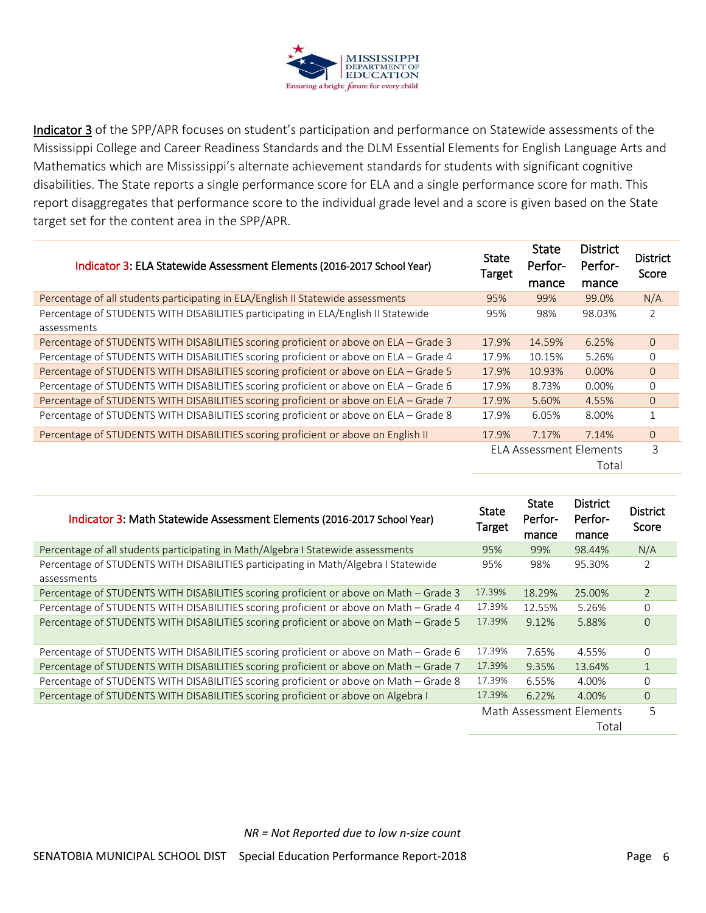**Indicator 3** of the SPP/APR focuses on student's participation and performance on Statewide assessments of the Mississippi College and Career Readiness Standards and the DLM Essential Elements for English Language Arts and Mathematics which are Mississippi's alternate achievement standards for students with significant cognitive disabilities. The State reports a single performance score for ELA and a single performance score for math. This report disaggregates that performance score to the individual grade level and a score is given based on the State target set for the content area in the SPP/APR.

| Indicator 3: ELA Statewide Assessment Elements (2016-2017 School Year) | State Target | State Performance | District Performance | District Score |
|---|---|---|---|---|
| Percentage of all students participating in ELA/English II Statewide assessments | 95% | 99% | 99.0% | N/A |
| Percentage of STUDENTS WITH DISABILITIES participating in ELA/English II Statewide assessments | 95% | 98% | 98.03% | 2 |
| Percentage of STUDENTS WITH DISABILITIES scoring proficient or above on ELA – Grade 3 | 17.9% | 14.59% | 6.25% | 0 |
| Percentage of STUDENTS WITH DISABILITIES scoring proficient or above on ELA – Grade 4 | 17.9% | 10.15% | 5.26% | 0 |
| Percentage of STUDENTS WITH DISABILITIES scoring proficient or above on ELA – Grade 5 | 17.9% | 10.93% | 0.00% | 0 |
| Percentage of STUDENTS WITH DISABILITIES scoring proficient or above on ELA – Grade 6 | 17.9% | 8.73% | 0.00% | 0 |
| Percentage of STUDENTS WITH DISABILITIES scoring proficient or above on ELA – Grade 7 | 17.9% | 5.60% | 4.55% | 0 |
| Percentage of STUDENTS WITH DISABILITIES scoring proficient or above on ELA – Grade 8 | 17.9% | 6.05% | 8.00% | 1 |
| Percentage of STUDENTS WITH DISABILITIES scoring proficient or above on English II | 17.9% | 7.17% | 7.14% | 0 |
| | ELA Assessment Elements Total | | | 3 |

| Indicator 3: Math Statewide Assessment Elements (2016-2017 School Year) | State Target | State Performance | District Performance | District Score |
|---|---|---|---|---|
| Percentage of all students participating in Math/Algebra I Statewide assessments | 95% | 99% | 98.44% | N/A |
| Percentage of STUDENTS WITH DISABILITIES participating in Math/Algebra I Statewide assessments | 95% | 98% | 95.30% | 2 |
| Percentage of STUDENTS WITH DISABILITIES scoring proficient or above on Math – Grade 3 | 17.39% | 18.29% | 25.00% | 2 |
| Percentage of STUDENTS WITH DISABILITIES scoring proficient or above on Math – Grade 4 | 17.39% | 12.55% | 5.26% | 0 |
| Percentage of STUDENTS WITH DISABILITIES scoring proficient or above on Math – Grade 5 | 17.39% | 9.12% | 5.88% | 0 |
| Percentage of STUDENTS WITH DISABILITIES scoring proficient or above on Math – Grade 6 | 17.39% | 7.65% | 4.55% | 0 |
| Percentage of STUDENTS WITH DISABILITIES scoring proficient or above on Math – Grade 7 | 17.39% | 9.35% | 13.64% | 1 |
| Percentage of STUDENTS WITH DISABILITIES scoring proficient or above on Math – Grade 8 | 17.39% | 6.55% | 4.00% | 0 |
| Percentage of STUDENTS WITH DISABILITIES scoring proficient or above on Algebra I | 17.39% | 6.22% | 4.00% | 0 |
| | Math Assessment Elements Total | | | 5 |

*NR = Not Reported due to low n-size count*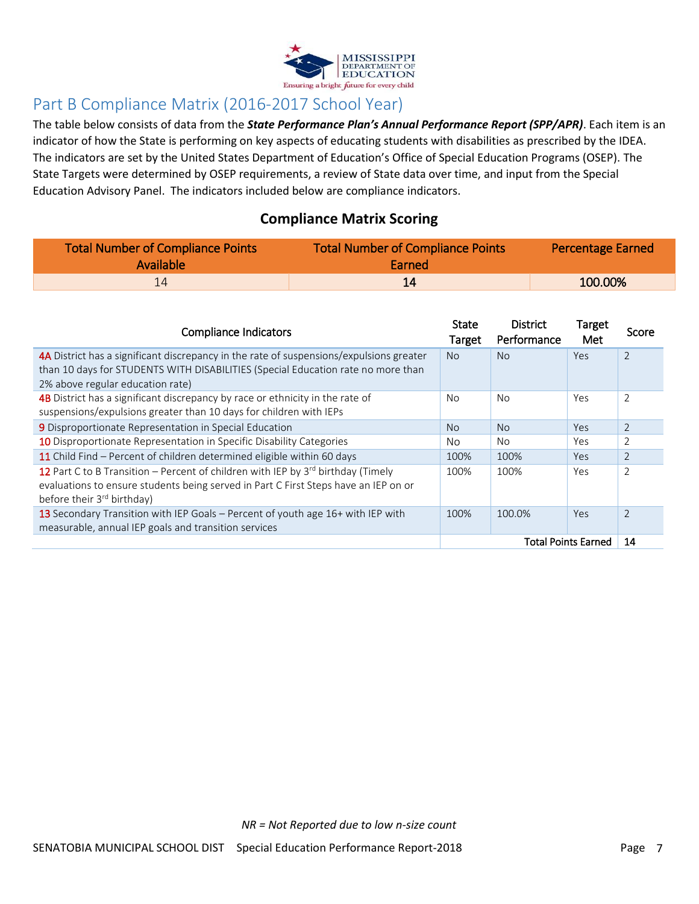## Part B Compliance Matrix (2016-2017 School Year)

The table below consists of data from the ***State Performance Plan's Annual Performance Report (SPP/APR)***. Each item is an indicator of how the State is performing on key aspects of educating students with disabilities as prescribed by the IDEA. The indicators are set by the United States Department of Education's Office of Special Education Programs (OSEP). The State Targets were determined by OSEP requirements, a review of State data over time, and input from the Special Education Advisory Panel. The indicators included below are compliance indicators.

### Compliance Matrix Scoring

| Total Number of Compliance Points Available | Total Number of Compliance Points Earned | Percentage Earned |
|---|---|---|
| 14 | **14** | **100.00%** |

| Compliance Indicators | State Target | District Performance | Target Met | Score |
|---|---|---|---|---|
| 4A District has a significant discrepancy in the rate of suspensions/expulsions greater than 10 days for STUDENTS WITH DISABILITIES (Special Education rate no more than 2% above regular education rate) | No | No | Yes | 2 |
| 4B District has a significant discrepancy by race or ethnicity in the rate of suspensions/expulsions greater than 10 days for children with IEPs | No | No | Yes | 2 |
| 9 Disproportionate Representation in Special Education | No | No | Yes | 2 |
| 10 Disproportionate Representation in Specific Disability Categories | No | No | Yes | 2 |
| 11 Child Find – Percent of children determined eligible within 60 days | 100% | 100% | Yes | 2 |
| 12 Part C to B Transition – Percent of children with IEP by 3rd birthday (Timely evaluations to ensure students being served in Part C First Steps have an IEP on or before their 3rd birthday) | 100% | 100% | Yes | 2 |
| 13 Secondary Transition with IEP Goals – Percent of youth age 16+ with IEP with measurable, annual IEP goals and transition services | 100% | 100.0% | Yes | 2 |
| | | | **Total Points Earned** | **14** |

*NR = Not Reported due to low n-size count*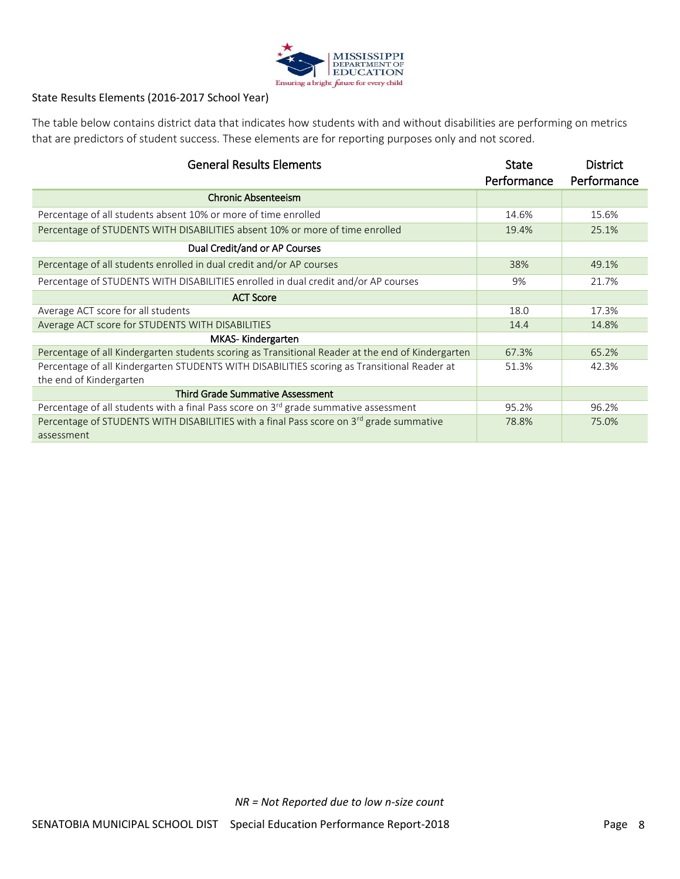State Results Elements (2016-2017 School Year)

The table below contains district data that indicates how students with and without disabilities are performing on metrics that are predictors of student success. These elements are for reporting purposes only and not scored.

| General Results Elements | State Performance | District Performance |
|---|---|---|
| Chronic Absenteeism | | |
| Percentage of all students absent 10% or more of time enrolled | 14.6% | 15.6% |
| Percentage of STUDENTS WITH DISABILITIES absent 10% or more of time enrolled | 19.4% | 25.1% |
| Dual Credit/and or AP Courses | | |
| Percentage of all students enrolled in dual credit and/or AP courses | 38% | 49.1% |
| Percentage of STUDENTS WITH DISABILITIES enrolled in dual credit and/or AP courses | 9% | 21.7% |
| ACT Score | | |
| Average ACT score for all students | 18.0 | 17.3% |
| Average ACT score for STUDENTS WITH DISABILITIES | 14.4 | 14.8% |
| MKAS- Kindergarten | | |
| Percentage of all Kindergarten students scoring as Transitional Reader at the end of Kindergarten | 67.3% | 65.2% |
| Percentage of all Kindergarten STUDENTS WITH DISABILITIES scoring as Transitional Reader at the end of Kindergarten | 51.3% | 42.3% |
| Third Grade Summative Assessment | | |
| Percentage of all students with a final Pass score on 3rd grade summative assessment | 95.2% | 96.2% |
| Percentage of STUDENTS WITH DISABILITIES with a final Pass score on 3rd grade summative assessment | 78.8% | 75.0% |

*NR = Not Reported due to low n-size count*